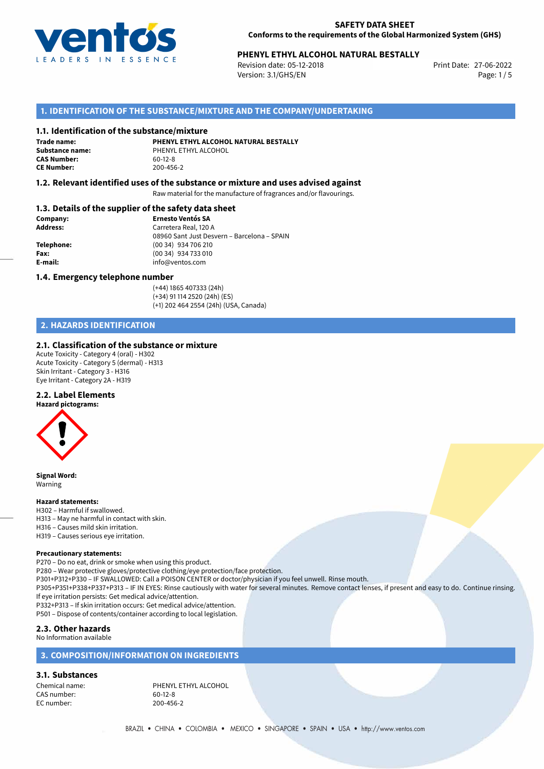**SAFETY DATA SHEET**
**Conforms to the requirements of the Global Harmonized System (GHS)**

**PHENYL ETHYL ALCOHOL NATURAL BESTALLY**
Revision date: 05-12-2018
Version: 3.1/GHS/EN
Print Date: 27-06-2022

## 1. IDENTIFICATION OF THE SUBSTANCE/MIXTURE AND THE COMPANY/UNDERTAKING

### 1.1. Identification of the substance/mixture

**Trade name:** **PHENYL ETHYL ALCOHOL NATURAL BESTALLY**
**Substance name:** PHENYL ETHYL ALCOHOL
**CAS Number:** 60-12-8
**CE Number:** 200-456-2

### 1.2. Relevant identified uses of the substance or mixture and uses advised against

Raw material for the manufacture of fragrances and/or flavourings.

### 1.3. Details of the supplier of the safety data sheet

**Company:** **Ernesto Ventós SA**
**Address:** Carretera Real, 120 A
08960 Sant Just Desvern – Barcelona – SPAIN
**Telephone:** (00 34) 934 706 210
**Fax:** (00 34) 934 733 010
**E-mail:** info@ventos.com

### 1.4. Emergency telephone number

(+44) 1865 407333 (24h)
(+34) 91 114 2520 (24h) (ES)
(+1) 202 464 2554 (24h) (USA, Canada)

## 2. HAZARDS IDENTIFICATION

### 2.1. Classification of the substance or mixture

Acute Toxicity - Category 4 (oral) - H302
Acute Toxicity - Category 5 (dermal) - H313
Skin Irritant - Category 3 - H316
Eye Irritant - Category 2A - H319

### 2.2. Label Elements

**Hazard pictograms:**

**Signal Word:**
Warning

**Hazard statements:**
H302 – Harmful if swallowed.
H313 – May ne harmful in contact with skin.
H316 – Causes mild skin irritation.
H319 – Causes serious eye irritation.

**Precautionary statements:**
P270 – Do no eat, drink or smoke when using this product.
P280 – Wear protective gloves/protective clothing/eye protection/face protection.
P301+P312+P330 – IF SWALLOWED: Call a POISON CENTER or doctor/physician if you feel unwell. Rinse mouth.
P305+P351+P338+P337+P313 – IF IN EYES: Rinse cautiously with water for several minutes. Remove contact lenses, if present and easy to do. Continue rinsing. If eye irritation persists: Get medical advice/attention.
P332+P313 – If skin irritation occurs: Get medical advice/attention.
P501 – Dispose of contents/container according to local legislation.

### 2.3. Other hazards

No Information available

## 3. COMPOSITION/INFORMATION ON INGREDIENTS

### 3.1. Substances

Chemical name: PHENYL ETHYL ALCOHOL
CAS number: 60-12-8
EC number: 200-456-2

BRAZIL • CHINA • COLOMBIA • MEXICO • SINGAPORE • SPAIN • USA • http://www.ventos.com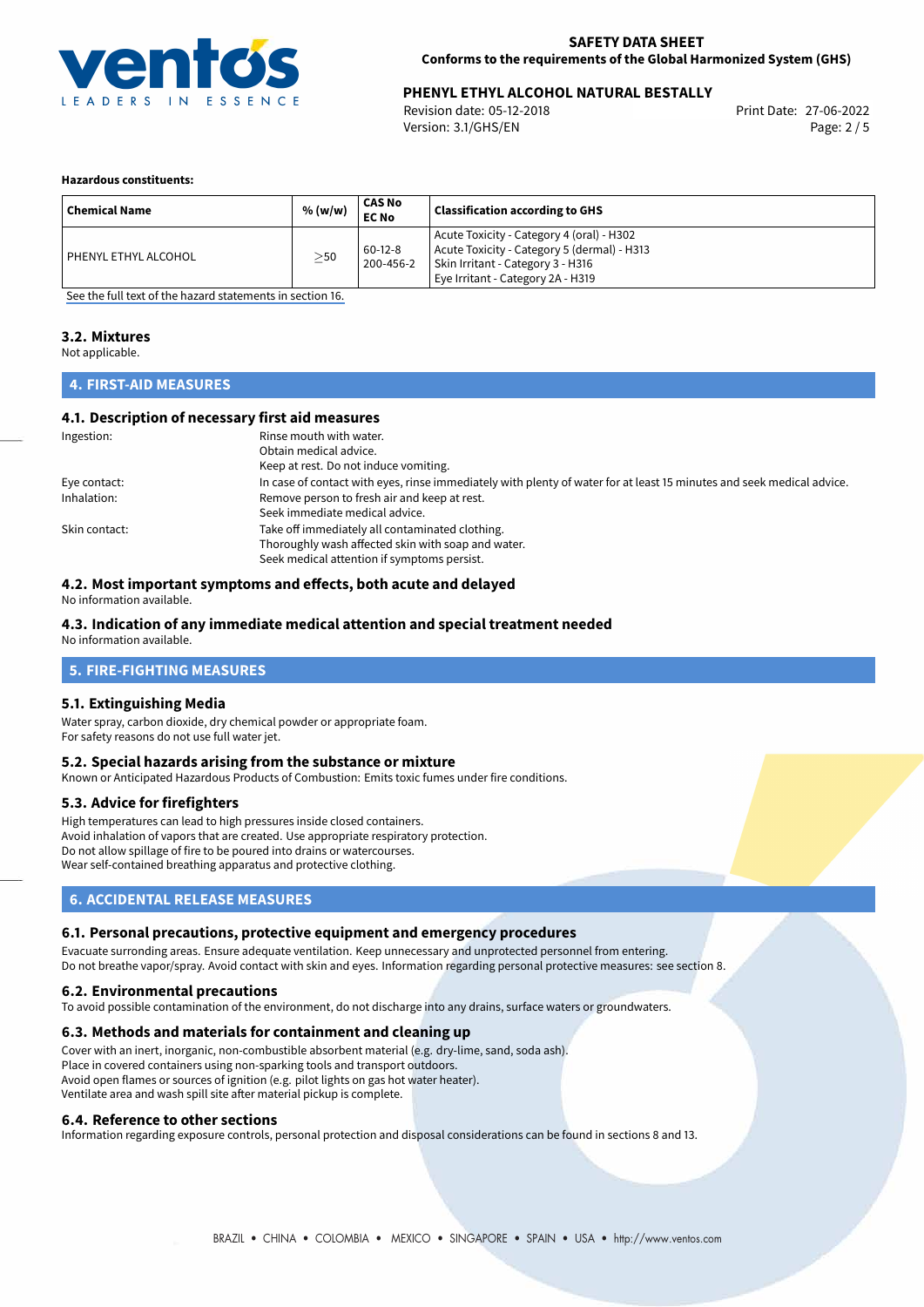**Hazardous constituents:**

| Chemical Name | % (w/w) | CAS No<br>EC No | Classification according to GHS |
|---|---|---|---|
| PHENYL ETHYL ALCOHOL | $\geq$50 | 60-12-8<br>200-456-2 | Acute Toxicity - Category 4 (oral) - H302<br>Acute Toxicity - Category 5 (dermal) - H313<br>Skin Irritant - Category 3 - H316<br>Eye Irritant - Category 2A - H319 |

See the full text of the hazard statements in section 16.

### 3.2. Mixtures

Not applicable.

## 4. FIRST-AID MEASURES

### 4.1. Description of necessary first aid measures

Ingestion:
Rinse mouth with water.
Obtain medical advice.
Keep at rest. Do not induce vomiting.

Eye contact:
In case of contact with eyes, rinse immediately with plenty of water for at least 15 minutes and seek medical advice.

Inhalation:
Remove person to fresh air and keep at rest.
Seek immediate medical advice.

Skin contact:
Take off immediately all contaminated clothing.
Thoroughly wash affected skin with soap and water.
Seek medical attention if symptoms persist.

### 4.2. Most important symptoms and effects, both acute and delayed

No information available.

### 4.3. Indication of any immediate medical attention and special treatment needed

No information available.

## 5. FIRE-FIGHTING MEASURES

### 5.1. Extinguishing Media

Water spray, carbon dioxide, dry chemical powder or appropriate foam.
For safety reasons do not use full water jet.

### 5.2. Special hazards arising from the substance or mixture

Known or Anticipated Hazardous Products of Combustion: Emits toxic fumes under fire conditions.

### 5.3. Advice for firefighters

High temperatures can lead to high pressures inside closed containers.
Avoid inhalation of vapors that are created. Use appropriate respiratory protection.
Do not allow spillage of fire to be poured into drains or watercourses.
Wear self-contained breathing apparatus and protective clothing.

## 6. ACCIDENTAL RELEASE MEASURES

### 6.1. Personal precautions, protective equipment and emergency procedures

Evacuate surronding areas. Ensure adequate ventilation. Keep unnecessary and unprotected personnel from entering.
Do not breathe vapor/spray. Avoid contact with skin and eyes. Information regarding personal protective measures: see section 8.

### 6.2. Environmental precautions

To avoid possible contamination of the environment, do not discharge into any drains, surface waters or groundwaters.

### 6.3. Methods and materials for containment and cleaning up

Cover with an inert, inorganic, non-combustible absorbent material (e.g. dry-lime, sand, soda ash).
Place in covered containers using non-sparking tools and transport outdoors.
Avoid open flames or sources of ignition (e.g. pilot lights on gas hot water heater).
Ventilate area and wash spill site after material pickup is complete.

### 6.4. Reference to other sections

Information regarding exposure controls, personal protection and disposal considerations can be found in sections 8 and 13.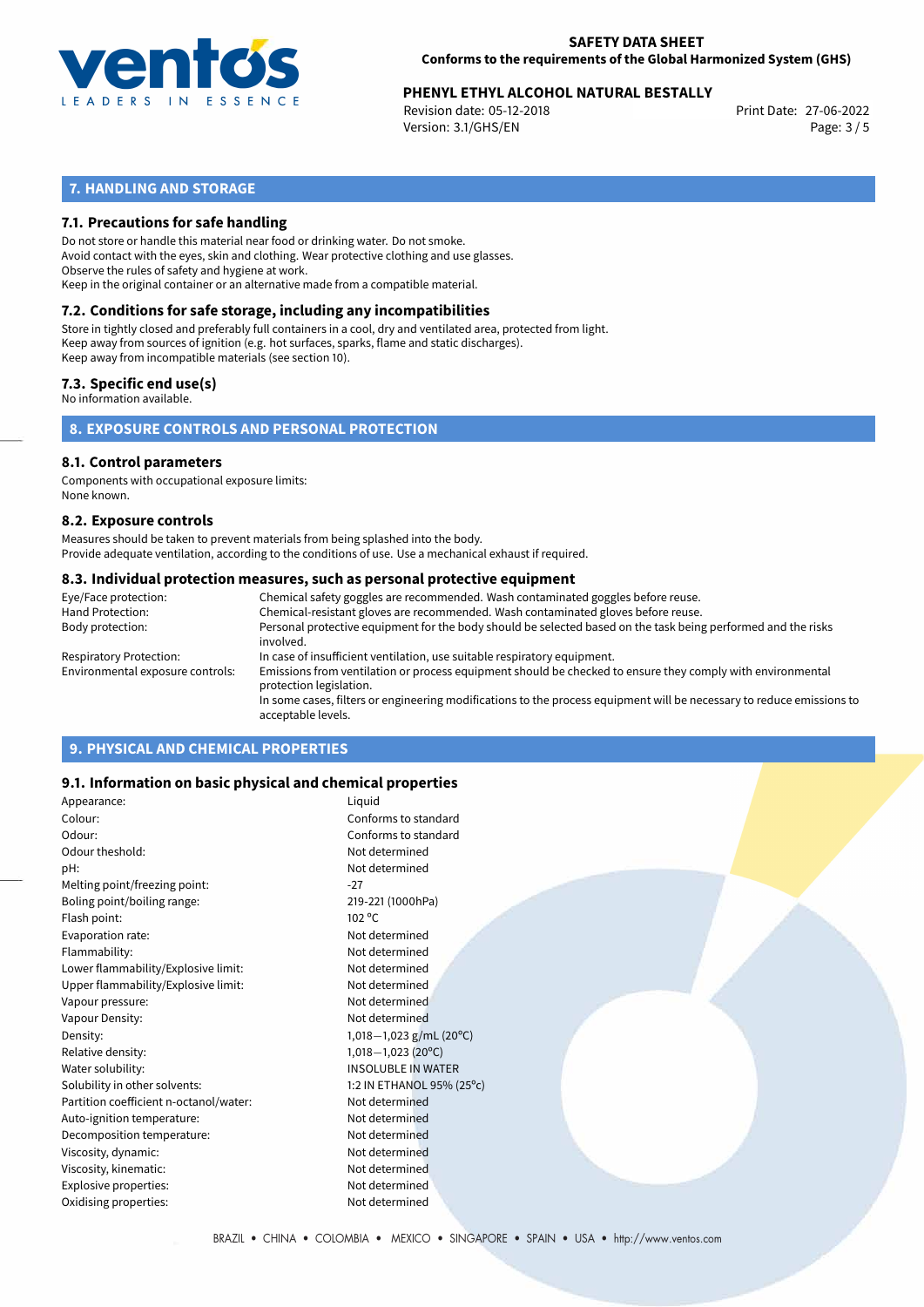## 7. HANDLING AND STORAGE

### 7.1. Precautions for safe handling

Do not store or handle this material near food or drinking water. Do not smoke.
Avoid contact with the eyes, skin and clothing. Wear protective clothing and use glasses.
Observe the rules of safety and hygiene at work.
Keep in the original container or an alternative made from a compatible material.

### 7.2. Conditions for safe storage, including any incompatibilities

Store in tightly closed and preferably full containers in a cool, dry and ventilated area, protected from light.
Keep away from sources of ignition (e.g. hot surfaces, sparks, flame and static discharges).
Keep away from incompatible materials (see section 10).

### 7.3. Specific end use(s)

No information available.

## 8. EXPOSURE CONTROLS AND PERSONAL PROTECTION

### 8.1. Control parameters

Components with occupational exposure limits:
None known.

### 8.2. Exposure controls

Measures should be taken to prevent materials from being splashed into the body.
Provide adequate ventilation, according to the conditions of use. Use a mechanical exhaust if required.

### 8.3. Individual protection measures, such as personal protective equipment

| | |
|---|---|
| Eye/Face protection: | Chemical safety goggles are recommended. Wash contaminated goggles before reuse. |
| Hand Protection: | Chemical-resistant gloves are recommended. Wash contaminated gloves before reuse. |
| Body protection: | Personal protective equipment for the body should be selected based on the task being performed and the risks involved. |
| Respiratory Protection: | In case of insufficient ventilation, use suitable respiratory equipment. |
| Environmental exposure controls: | Emissions from ventilation or process equipment should be checked to ensure they comply with environmental protection legislation. In some cases, filters or engineering modifications to the process equipment will be necessary to reduce emissions to acceptable levels. |

## 9. PHYSICAL AND CHEMICAL PROPERTIES

### 9.1. Information on basic physical and chemical properties

| | |
|---|---|
| Appearance: | Liquid |
| Colour: | Conforms to standard |
| Odour: | Conforms to standard |
| Odour theshold: | Not determined |
| pH: | Not determined |
| Melting point/freezing point: | -27 |
| Boling point/boiling range: | 219-221 (1000hPa) |
| Flash point: | 102 °C |
| Evaporation rate: | Not determined |
| Flammability: | Not determined |
| Lower flammability/Explosive limit: | Not determined |
| Upper flammability/Explosive limit: | Not determined |
| Vapour pressure: | Not determined |
| Vapour Density: | Not determined |
| Density: | 1,018—1,023 g/mL (20°C) |
| Relative density: | 1,018—1,023 (20°C) |
| Water solubility: | INSOLUBLE IN WATER |
| Solubility in other solvents: | 1:2 IN ETHANOL 95% (25°c) |
| Partition coefficient n-octanol/water: | Not determined |
| Auto-ignition temperature: | Not determined |
| Decomposition temperature: | Not determined |
| Viscosity, dynamic: | Not determined |
| Viscosity, kinematic: | Not determined |
| Explosive properties: | Not determined |
| Oxidising properties: | Not determined |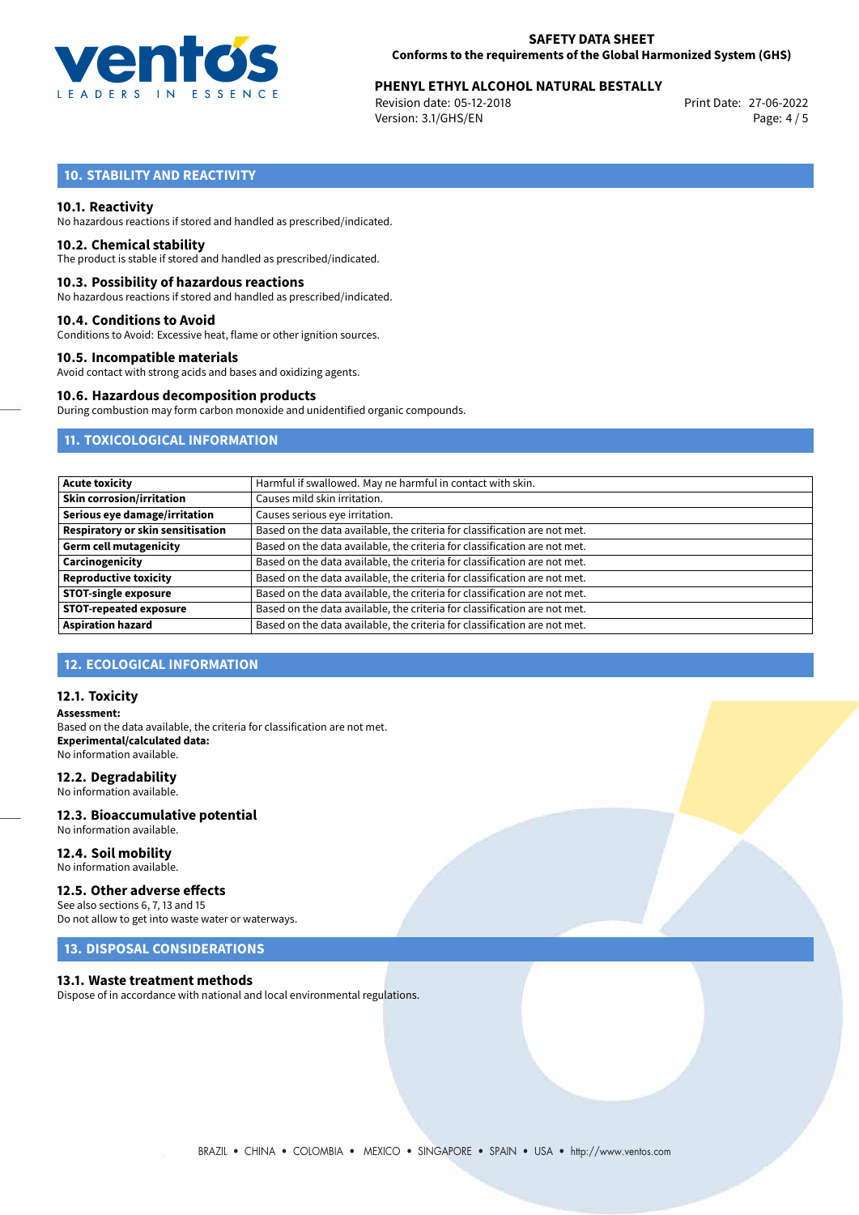## 10. STABILITY AND REACTIVITY

### 10.1. Reactivity

No hazardous reactions if stored and handled as prescribed/indicated.

### 10.2. Chemical stability

The product is stable if stored and handled as prescribed/indicated.

### 10.3. Possibility of hazardous reactions

No hazardous reactions if stored and handled as prescribed/indicated.

### 10.4. Conditions to Avoid

Conditions to Avoid: Excessive heat, flame or other ignition sources.

### 10.5. Incompatible materials

Avoid contact with strong acids and bases and oxidizing agents.

### 10.6. Hazardous decomposition products

During combustion may form carbon monoxide and unidentified organic compounds.

## 11. TOXICOLOGICAL INFORMATION

| | |
|---|---|
| **Acute toxicity** | Harmful if swallowed. May ne harmful in contact with skin. |
| **Skin corrosion/irritation** | Causes mild skin irritation. |
| **Serious eye damage/irritation** | Causes serious eye irritation. |
| **Respiratory or skin sensitisation** | Based on the data available, the criteria for classification are not met. |
| **Germ cell mutagenicity** | Based on the data available, the criteria for classification are not met. |
| **Carcinogenicity** | Based on the data available, the criteria for classification are not met. |
| **Reproductive toxicity** | Based on the data available, the criteria for classification are not met. |
| **STOT-single exposure** | Based on the data available, the criteria for classification are not met. |
| **STOT-repeated exposure** | Based on the data available, the criteria for classification are not met. |
| **Aspiration hazard** | Based on the data available, the criteria for classification are not met. |

## 12. ECOLOGICAL INFORMATION

### 12.1. Toxicity

**Assessment:**
Based on the data available, the criteria for classification are not met.
**Experimental/calculated data:**
No information available.

### 12.2. Degradability

No information available.

### 12.3. Bioaccumulative potential

No information available.

### 12.4. Soil mobility

No information available.

### 12.5. Other adverse effects

See also sections 6, 7, 13 and 15
Do not allow to get into waste water or waterways.

## 13. DISPOSAL CONSIDERATIONS

### 13.1. Waste treatment methods

Dispose of in accordance with national and local environmental regulations.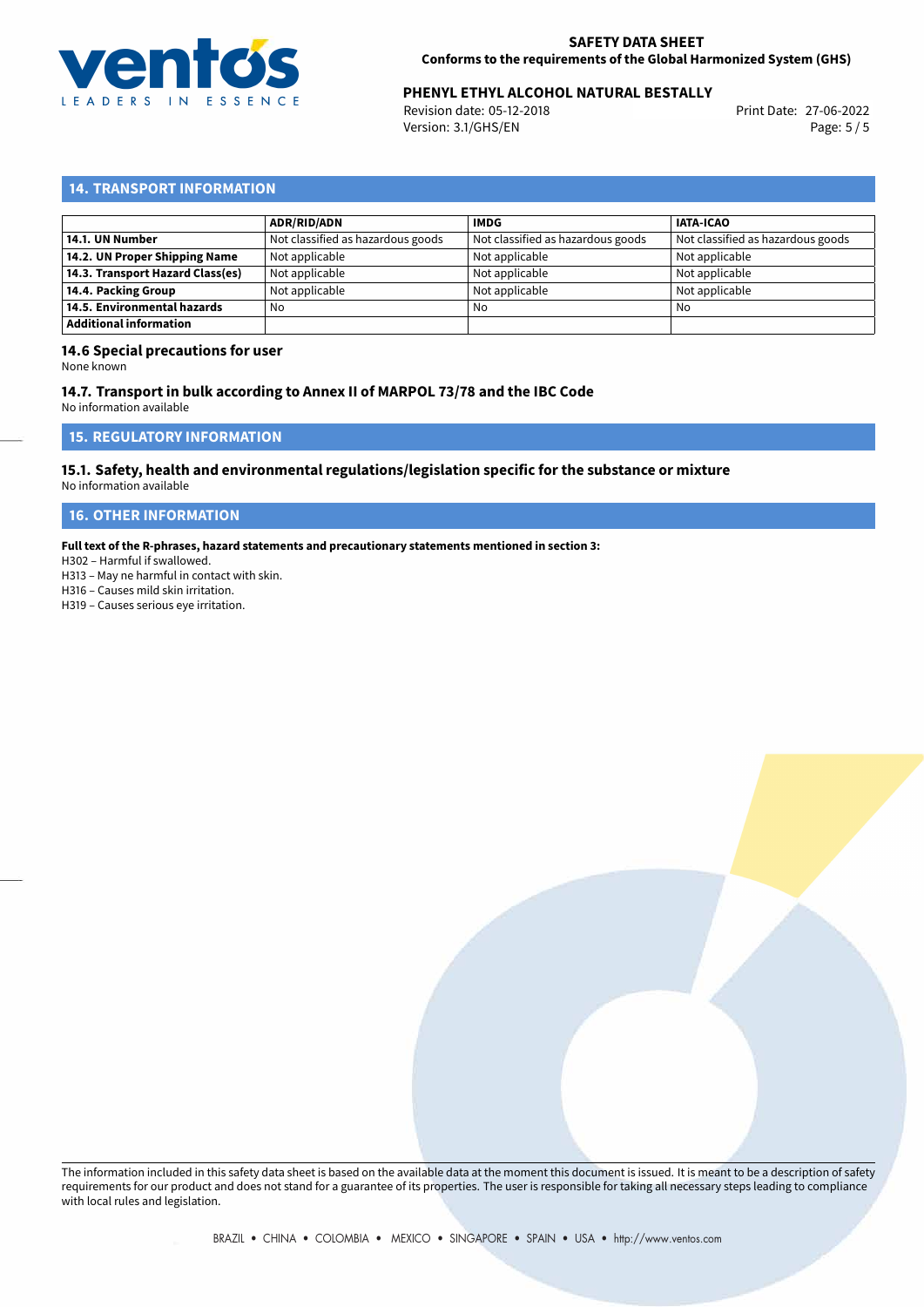## 14. TRANSPORT INFORMATION

| | ADR/RID/ADN | IMDG | IATA-ICAO |
|---|---|---|---|
| **14.1. UN Number** | Not classified as hazardous goods | Not classified as hazardous goods | Not classified as hazardous goods |
| **14.2. UN Proper Shipping Name** | Not applicable | Not applicable | Not applicable |
| **14.3. Transport Hazard Class(es)** | Not applicable | Not applicable | Not applicable |
| **14.4. Packing Group** | Not applicable | Not applicable | Not applicable |
| **14.5. Environmental hazards** | No | No | No |
| **Additional information** | | | |

### 14.6 Special precautions for user

None known

### 14.7. Transport in bulk according to Annex II of MARPOL 73/78 and the IBC Code

No information available

## 15. REGULATORY INFORMATION

### 15.1. Safety, health and environmental regulations/legislation specific for the substance or mixture

No information available

## 16. OTHER INFORMATION

**Full text of the R-phrases, hazard statements and precautionary statements mentioned in section 3:**

H302 – Harmful if swallowed.
H313 – May ne harmful in contact with skin.
H316 – Causes mild skin irritation.
H319 – Causes serious eye irritation.

The information included in this safety data sheet is based on the available data at the moment this document is issued. It is meant to be a description of safety requirements for our product and does not stand for a guarantee of its properties. The user is responsible for taking all necessary steps leading to compliance with local rules and legislation.